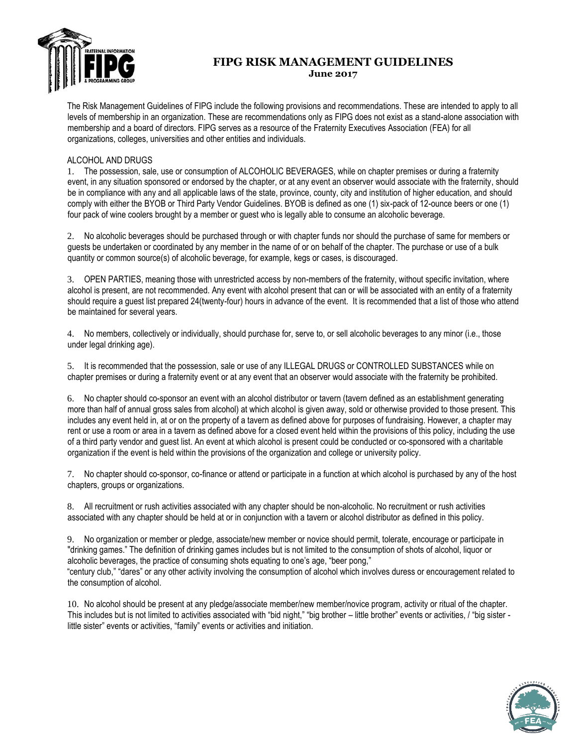# FIPG RISK MANAGEMENT GUIDELINES

**June 2017**

The Risk Management Guidelines of FIPG include the following provisions and recommendations. These are intended to apply to all levels of membership in an organization. These are recommendations only as FIPG does not exist as a stand-alone association with membership and a board of directors. FIPG serves as a resource of the Fraternity Executives Association (FEA) for all organizations, colleges, universities and other entities and individuals.

## ALCOHOL AND DRUGS

1. The possession, sale, use or consumption of ALCOHOLIC BEVERAGES, while on chapter premises or during a fraternity event, in any situation sponsored or endorsed by the chapter, or at any event an observer would associate with the fraternity, should be in compliance with any and all applicable laws of the state, province, county, city and institution of higher education, and should comply with either the BYOB or Third Party Vendor Guidelines. BYOB is defined as one (1) six-pack of 12-ounce beers or one (1) four pack of wine coolers brought by a member or guest who is legally able to consume an alcoholic beverage.

2. No alcoholic beverages should be purchased through or with chapter funds nor should the purchase of same for members or guests be undertaken or coordinated by any member in the name of or on behalf of the chapter. The purchase or use of a bulk quantity or common source(s) of alcoholic beverage, for example, kegs or cases, is discouraged.

3. OPEN PARTIES, meaning those with unrestricted access by non-members of the fraternity, without specific invitation, where alcohol is present, are not recommended. Any event with alcohol present that can or will be associated with an entity of a fraternity should require a guest list prepared 24(twenty-four) hours in advance of the event. It is recommended that a list of those who attend be maintained for several years.

4. No members, collectively or individually, should purchase for, serve to, or sell alcoholic beverages to any minor (i.e., those under legal drinking age).

5. It is recommended that the possession, sale or use of any ILLEGAL DRUGS or CONTROLLED SUBSTANCES while on chapter premises or during a fraternity event or at any event that an observer would associate with the fraternity be prohibited.

6. No chapter should co-sponsor an event with an alcohol distributor or tavern (tavern defined as an establishment generating more than half of annual gross sales from alcohol) at which alcohol is given away, sold or otherwise provided to those present. This includes any event held in, at or on the property of a tavern as defined above for purposes of fundraising. However, a chapter may rent or use a room or area in a tavern as defined above for a closed event held within the provisions of this policy, including the use of a third party vendor and guest list. An event at which alcohol is present could be conducted or co-sponsored with a charitable organization if the event is held within the provisions of the organization and college or university policy.

7. No chapter should co-sponsor, co-finance or attend or participate in a function at which alcohol is purchased by any of the host chapters, groups or organizations.

8. All recruitment or rush activities associated with any chapter should be non-alcoholic. No recruitment or rush activities associated with any chapter should be held at or in conjunction with a tavern or alcohol distributor as defined in this policy.

9. No organization or member or pledge, associate/new member or novice should permit, tolerate, encourage or participate in "drinking games." The definition of drinking games includes but is not limited to the consumption of shots of alcohol, liquor or alcoholic beverages, the practice of consuming shots equating to one's age, "beer pong," "century club," "dares" or any other activity involving the consumption of alcohol which involves duress or encouragement related to the consumption of alcohol.

10. No alcohol should be present at any pledge/associate member/new member/novice program, activity or ritual of the chapter. This includes but is not limited to activities associated with "bid night," "big brother – little brother" events or activities, / "big sister - little sister" events or activities, "family" events or activities and initiation.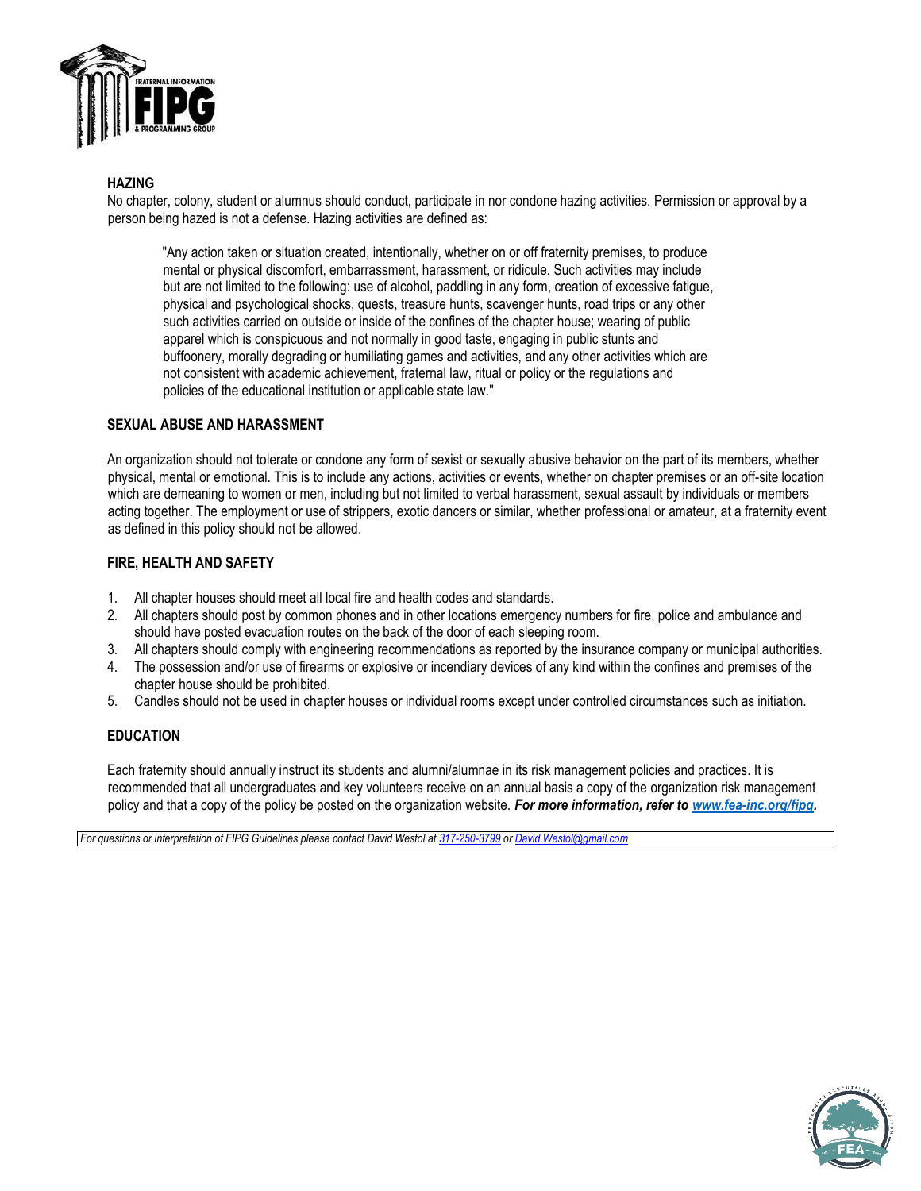## HAZING

No chapter, colony, student or alumnus should conduct, participate in nor condone hazing activities. Permission or approval by a person being hazed is not a defense. Hazing activities are defined as:

> "Any action taken or situation created, intentionally, whether on or off fraternity premises, to produce mental or physical discomfort, embarrassment, harassment, or ridicule. Such activities may include but are not limited to the following: use of alcohol, paddling in any form, creation of excessive fatigue, physical and psychological shocks, quests, treasure hunts, scavenger hunts, road trips or any other such activities carried on outside or inside of the confines of the chapter house; wearing of public apparel which is conspicuous and not normally in good taste, engaging in public stunts and buffoonery, morally degrading or humiliating games and activities, and any other activities which are not consistent with academic achievement, fraternal law, ritual or policy or the regulations and policies of the educational institution or applicable state law."

## SEXUAL ABUSE AND HARASSMENT

An organization should not tolerate or condone any form of sexist or sexually abusive behavior on the part of its members, whether physical, mental or emotional. This is to include any actions, activities or events, whether on chapter premises or an off-site location which are demeaning to women or men, including but not limited to verbal harassment, sexual assault by individuals or members acting together. The employment or use of strippers, exotic dancers or similar, whether professional or amateur, at a fraternity event as defined in this policy should not be allowed.

## FIRE, HEALTH AND SAFETY

1. All chapter houses should meet all local fire and health codes and standards.
2. All chapters should post by common phones and in other locations emergency numbers for fire, police and ambulance and should have posted evacuation routes on the back of the door of each sleeping room.
3. All chapters should comply with engineering recommendations as reported by the insurance company or municipal authorities.
4. The possession and/or use of firearms or explosive or incendiary devices of any kind within the confines and premises of the chapter house should be prohibited.
5. Candles should not be used in chapter houses or individual rooms except under controlled circumstances such as initiation.

## EDUCATION

Each fraternity should annually instruct its students and alumni/alumnae in its risk management policies and practices. It is recommended that all undergraduates and key volunteers receive on an annual basis a copy of the organization risk management policy and that a copy of the policy be posted on the organization website. ***For more information, refer to [www.fea-inc.org/fipg](www.fea-inc.org/fipg).***

*For questions or interpretation of FIPG Guidelines please contact David Westol at 317-250-3799 or David.Westol@gmail.com*